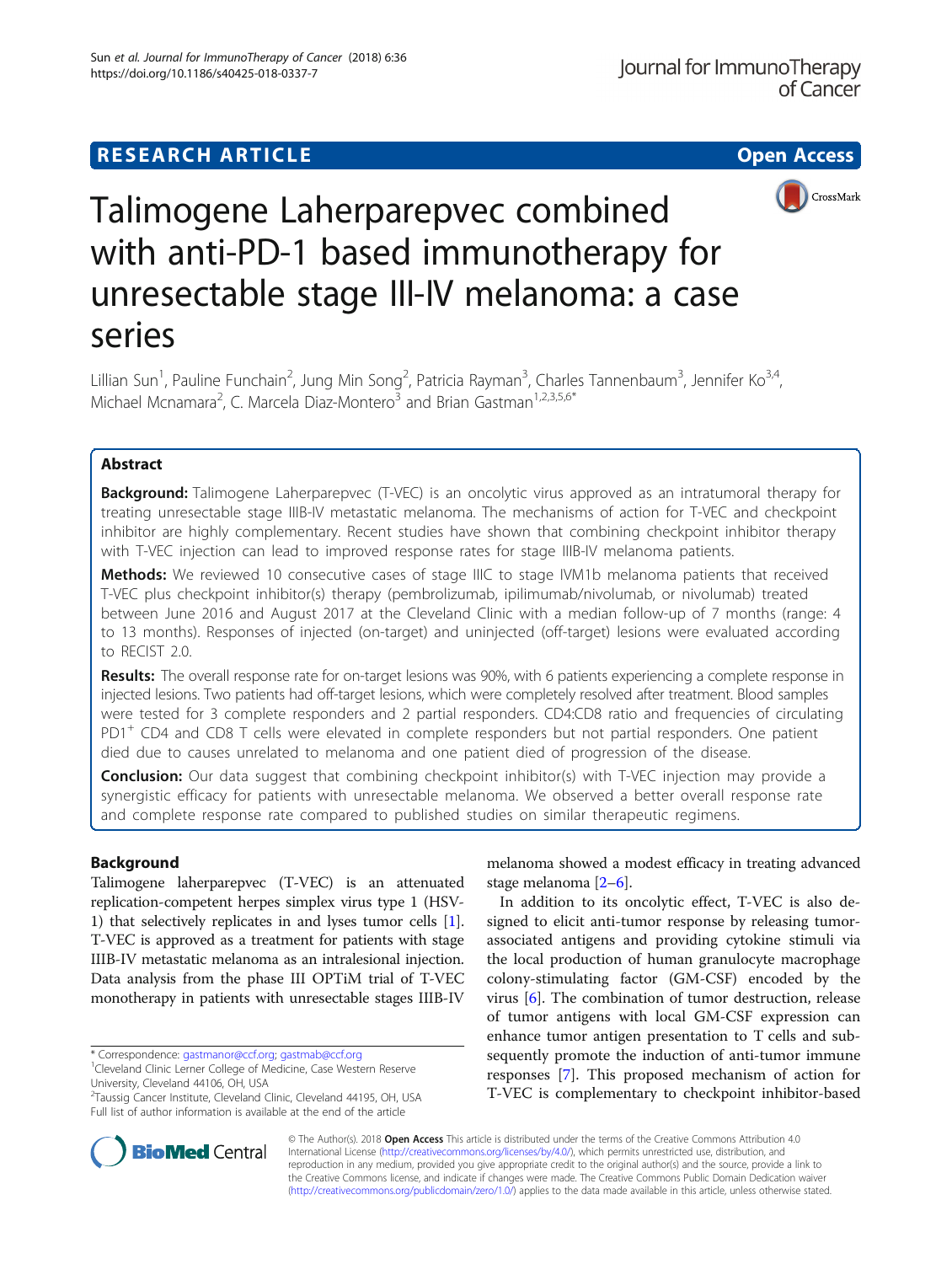RESEARCH ARTICLE

Open Access

# Talimogene Laherparepvec combined with anti-PD-1 based immunotherapy for unresectable stage III-IV melanoma: a case series

Lillian Sun[1], Pauline Funchain[2], Jung Min Song[2], Patricia Rayman[3], Charles Tannenbaum[3], Jennifer Ko[3,4], Michael Mcnamara[2], C. Marcela Diaz-Montero[3] and Brian Gastman[1,2,3,5,6*]

## Abstract

**Background:** Talimogene Laherparepvec (T-VEC) is an oncolytic virus approved as an intratumoral therapy for treating unresectable stage IIIB-IV metastatic melanoma. The mechanisms of action for T-VEC and checkpoint inhibitor are highly complementary. Recent studies have shown that combining checkpoint inhibitor therapy with T-VEC injection can lead to improved response rates for stage IIIB-IV melanoma patients.

**Methods:** We reviewed 10 consecutive cases of stage IIIC to stage IVM1b melanoma patients that received T-VEC plus checkpoint inhibitor(s) therapy (pembrolizumab, ipilimumab/nivolumab, or nivolumab) treated between June 2016 and August 2017 at the Cleveland Clinic with a median follow-up of 7 months (range: 4 to 13 months). Responses of injected (on-target) and uninjected (off-target) lesions were evaluated according to RECIST 2.0.

**Results:** The overall response rate for on-target lesions was 90%, with 6 patients experiencing a complete response in injected lesions. Two patients had off-target lesions, which were completely resolved after treatment. Blood samples were tested for 3 complete responders and 2 partial responders. CD4:CD8 ratio and frequencies of circulating PD1[+] CD4 and CD8 T cells were elevated in complete responders but not partial responders. One patient died due to causes unrelated to melanoma and one patient died of progression of the disease.

**Conclusion:** Our data suggest that combining checkpoint inhibitor(s) with T-VEC injection may provide a synergistic efficacy for patients with unresectable melanoma. We observed a better overall response rate and complete response rate compared to published studies on similar therapeutic regimens.

## Background

Talimogene laherparepvec (T-VEC) is an attenuated replication-competent herpes simplex virus type 1 (HSV-1) that selectively replicates in and lyses tumor cells [1]. T-VEC is approved as a treatment for patients with stage IIIB-IV metastatic melanoma as an intralesional injection. Data analysis from the phase III OPTiM trial of T-VEC monotherapy in patients with unresectable stages IIIB-IV melanoma showed a modest efficacy in treating advanced stage melanoma [2–6].

In addition to its oncolytic effect, T-VEC is also designed to elicit anti-tumor response by releasing tumor-associated antigens and providing cytokine stimuli via the local production of human granulocyte macrophage colony-stimulating factor (GM-CSF) encoded by the virus [6]. The combination of tumor destruction, release of tumor antigens with local GM-CSF expression can enhance tumor antigen presentation to T cells and subsequently promote the induction of anti-tumor immune responses [7]. This proposed mechanism of action for T-VEC is complementary to checkpoint inhibitor-based

* Correspondence: gastmanor@ccf.org; gastmab@ccf.org
[1]Cleveland Clinic Lerner College of Medicine, Case Western Reserve University, Cleveland 44106, OH, USA
[2]Taussig Cancer Institute, Cleveland Clinic, Cleveland 44195, OH, USA
Full list of author information is available at the end of the article

© The Author(s). 2018 **Open Access** This article is distributed under the terms of the Creative Commons Attribution 4.0 International License (http://creativecommons.org/licenses/by/4.0/), which permits unrestricted use, distribution, and reproduction in any medium, provided you give appropriate credit to the original author(s) and the source, provide a link to the Creative Commons license, and indicate if changes were made. The Creative Commons Public Domain Dedication waiver (http://creativecommons.org/publicdomain/zero/1.0/) applies to the data made available in this article, unless otherwise stated.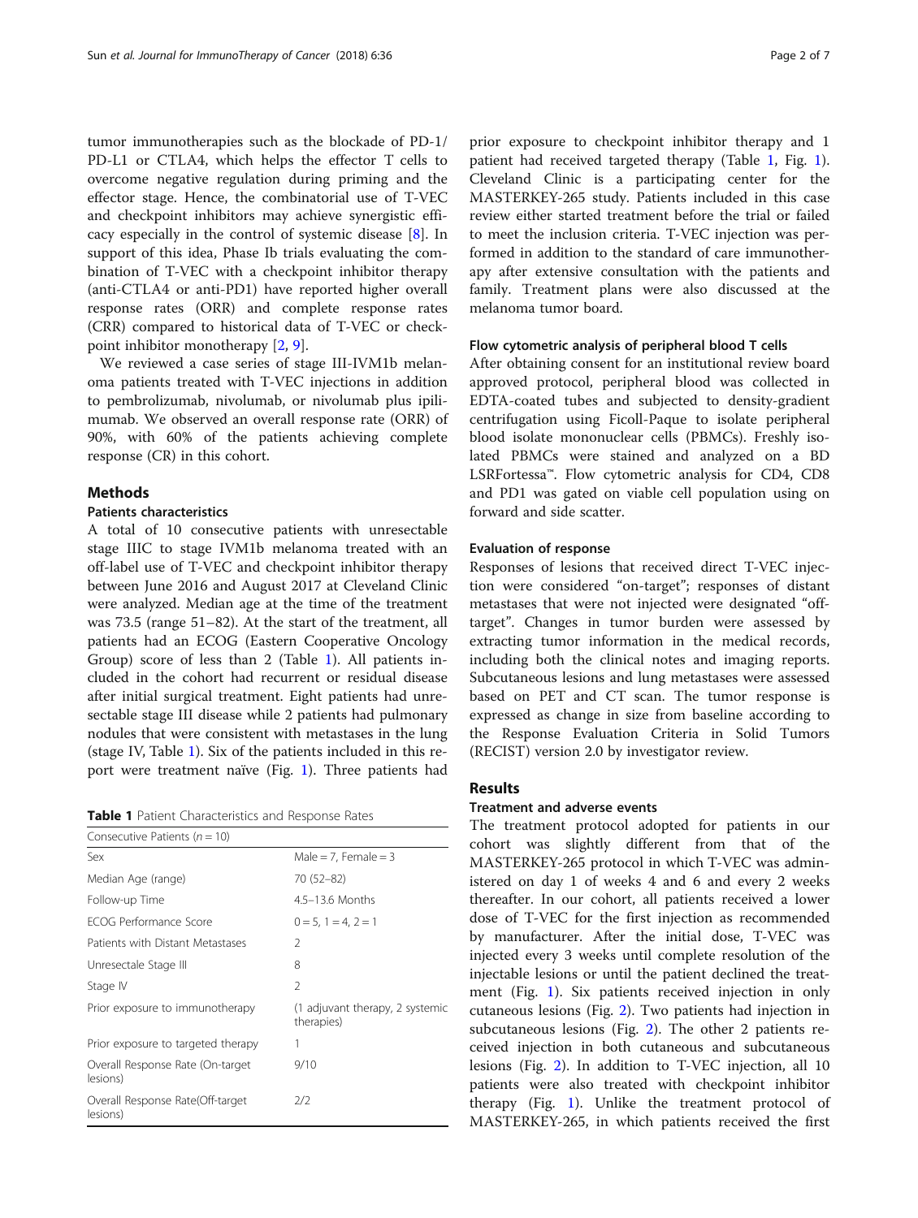tumor immunotherapies such as the blockade of PD-1/PD-L1 or CTLA4, which helps the effector T cells to overcome negative regulation during priming and the effector stage. Hence, the combinatorial use of T-VEC and checkpoint inhibitors may achieve synergistic efficacy especially in the control of systemic disease [8]. In support of this idea, Phase Ib trials evaluating the combination of T-VEC with a checkpoint inhibitor therapy (anti-CTLA4 or anti-PD1) have reported higher overall response rates (ORR) and complete response rates (CRR) compared to historical data of T-VEC or checkpoint inhibitor monotherapy [2, 9].

We reviewed a case series of stage III-IVM1b melanoma patients treated with T-VEC injections in addition to pembrolizumab, nivolumab, or nivolumab plus ipilimumab. We observed an overall response rate (ORR) of 90%, with 60% of the patients achieving complete response (CR) in this cohort.

## Methods

### Patients characteristics

A total of 10 consecutive patients with unresectable stage IIIC to stage IVM1b melanoma treated with an off-label use of T-VEC and checkpoint inhibitor therapy between June 2016 and August 2017 at Cleveland Clinic were analyzed. Median age at the time of the treatment was 73.5 (range 51–82). At the start of the treatment, all patients had an ECOG (Eastern Cooperative Oncology Group) score of less than 2 (Table 1). All patients included in the cohort had recurrent or residual disease after initial surgical treatment. Eight patients had unresectable stage III disease while 2 patients had pulmonary nodules that were consistent with metastases in the lung (stage IV, Table 1). Six of the patients included in this report were treatment naïve (Fig. 1). Three patients had prior exposure to checkpoint inhibitor therapy and 1 patient had received targeted therapy (Table 1, Fig. 1). Cleveland Clinic is a participating center for the MASTERKEY-265 study. Patients included in this case review either started treatment before the trial or failed to meet the inclusion criteria. T-VEC injection was performed in addition to the standard of care immunotherapy after extensive consultation with the patients and family. Treatment plans were also discussed at the melanoma tumor board.

**Table 1** Patient Characteristics and Response Rates

| Consecutive Patients (n = 10) | |
|---|---|
| Sex | Male = 7, Female = 3 |
| Median Age (range) | 70 (52–82) |
| Follow-up Time | 4.5–13.6 Months |
| ECOG Performance Score | 0 = 5, 1 = 4, 2 = 1 |
| Patients with Distant Metastases | 2 |
| Unresectale Stage III | 8 |
| Stage IV | 2 |
| Prior exposure to immunotherapy | (1 adjuvant therapy, 2 systemic therapies) |
| Prior exposure to targeted therapy | 1 |
| Overall Response Rate (On-target lesions) | 9/10 |
| Overall Response Rate(Off-target lesions) | 2/2 |

### Flow cytometric analysis of peripheral blood T cells

After obtaining consent for an institutional review board approved protocol, peripheral blood was collected in EDTA-coated tubes and subjected to density-gradient centrifugation using Ficoll-Paque to isolate peripheral blood isolate mononuclear cells (PBMCs). Freshly isolated PBMCs were stained and analyzed on a BD LSRFortessa™. Flow cytometric analysis for CD4, CD8 and PD1 was gated on viable cell population using on forward and side scatter.

### Evaluation of response

Responses of lesions that received direct T-VEC injection were considered "on-target"; responses of distant metastases that were not injected were designated "off-target". Changes in tumor burden were assessed by extracting tumor information in the medical records, including both the clinical notes and imaging reports. Subcutaneous lesions and lung metastases were assessed based on PET and CT scan. The tumor response is expressed as change in size from baseline according to the Response Evaluation Criteria in Solid Tumors (RECIST) version 2.0 by investigator review.

## Results

### Treatment and adverse events

The treatment protocol adopted for patients in our cohort was slightly different from that of the MASTERKEY-265 protocol in which T-VEC was administered on day 1 of weeks 4 and 6 and every 2 weeks thereafter. In our cohort, all patients received a lower dose of T-VEC for the first injection as recommended by manufacturer. After the initial dose, T-VEC was injected every 3 weeks until complete resolution of the injectable lesions or until the patient declined the treatment (Fig. 1). Six patients received injection in only cutaneous lesions (Fig. 2). Two patients had injection in subcutaneous lesions (Fig. 2). The other 2 patients received injection in both cutaneous and subcutaneous lesions (Fig. 2). In addition to T-VEC injection, all 10 patients were also treated with checkpoint inhibitor therapy (Fig. 1). Unlike the treatment protocol of MASTERKEY-265, in which patients received the first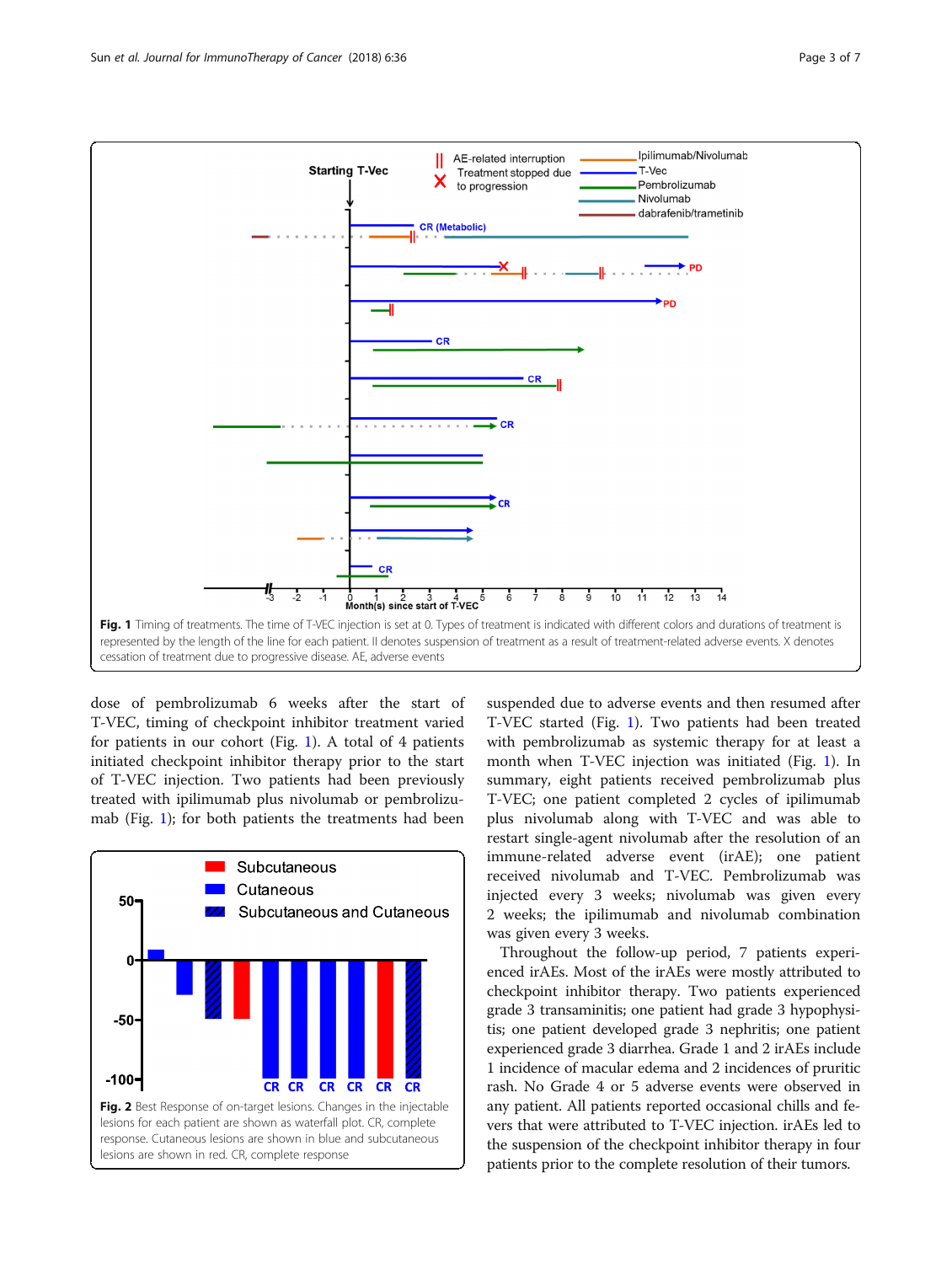Fig. 1 Timing of treatments. The time of T-VEC injection is set at 0. Types of treatment is indicated with different colors and durations of treatment is represented by the length of the line for each patient. II denotes suspension of treatment as a result of treatment-related adverse events. X denotes cessation of treatment due to progressive disease. AE, adverse events

dose of pembrolizumab 6 weeks after the start of T-VEC, timing of checkpoint inhibitor treatment varied for patients in our cohort (Fig. 1). A total of 4 patients initiated checkpoint inhibitor therapy prior to the start of T-VEC injection. Two patients had been previously treated with ipilimumab plus nivolumab or pembrolizumab (Fig. 1); for both patients the treatments had been suspended due to adverse events and then resumed after T-VEC started (Fig. 1). Two patients had been treated with pembrolizumab as systemic therapy for at least a month when T-VEC injection was initiated (Fig. 1). In summary, eight patients received pembrolizumab plus T-VEC; one patient completed 2 cycles of ipilimumab plus nivolumab along with T-VEC and was able to restart single-agent nivolumab after the resolution of an immune-related adverse event (irAE); one patient received nivolumab and T-VEC. Pembrolizumab was injected every 3 weeks; nivolumab was given every 2 weeks; the ipilimumab and nivolumab combination was given every 3 weeks.

Fig. 2 Best Response of on-target lesions. Changes in the injectable lesions for each patient are shown as waterfall plot. CR, complete response. Cutaneous lesions are shown in blue and subcutaneous lesions are shown in red. CR, complete response

Throughout the follow-up period, 7 patients experienced irAEs. Most of the irAEs were mostly attributed to checkpoint inhibitor therapy. Two patients experienced grade 3 transaminitis; one patient had grade 3 hypophysitis; one patient developed grade 3 nephritis; one patient experienced grade 3 diarrhea. Grade 1 and 2 irAEs include 1 incidence of macular edema and 2 incidences of pruritic rash. No Grade 4 or 5 adverse events were observed in any patient. All patients reported occasional chills and fevers that were attributed to T-VEC injection. irAEs led to the suspension of the checkpoint inhibitor therapy in four patients prior to the complete resolution of their tumors.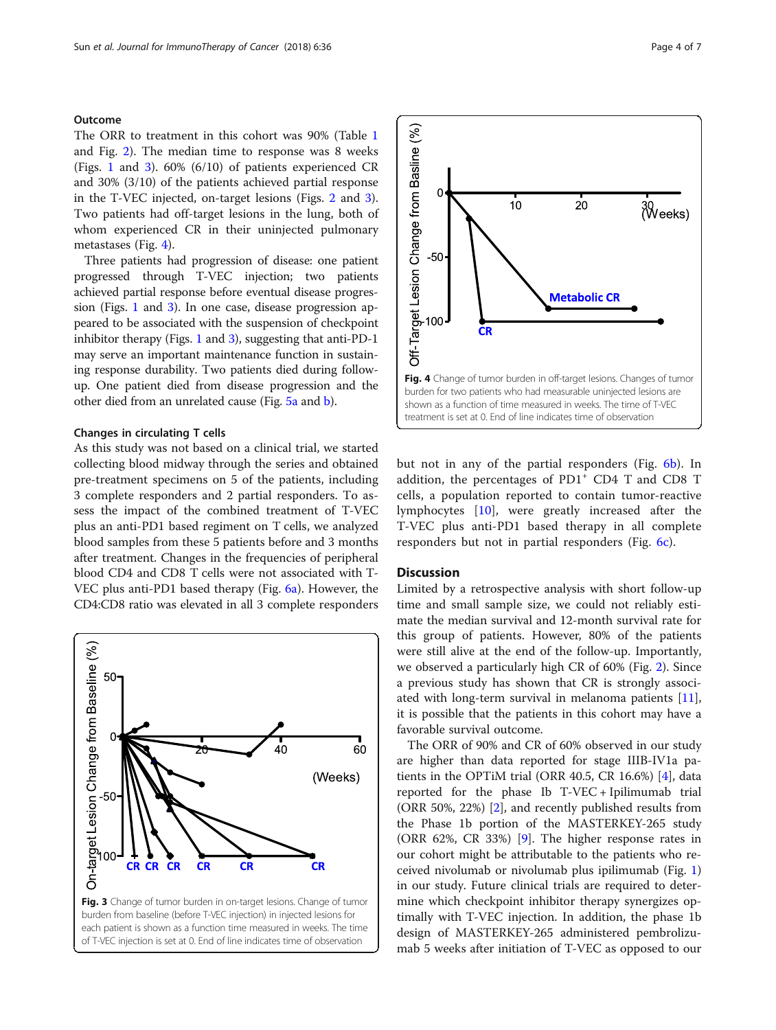### Outcome

The ORR to treatment in this cohort was 90% (Table 1 and Fig. 2). The median time to response was 8 weeks (Figs. 1 and 3). 60% (6/10) of patients experienced CR and 30% (3/10) of the patients achieved partial response in the T-VEC injected, on-target lesions (Figs. 2 and 3). Two patients had off-target lesions in the lung, both of whom experienced CR in their uninjected pulmonary metastases (Fig. 4).

Three patients had progression of disease: one patient progressed through T-VEC injection; two patients achieved partial response before eventual disease progression (Figs. 1 and 3). In one case, disease progression appeared to be associated with the suspension of checkpoint inhibitor therapy (Figs. 1 and 3), suggesting that anti-PD-1 may serve an important maintenance function in sustaining response durability. Two patients died during follow-up. One patient died from disease progression and the other died from an unrelated cause (Fig. 5a and b).

### Changes in circulating T cells

As this study was not based on a clinical trial, we started collecting blood midway through the series and obtained pre-treatment specimens on 5 of the patients, including 3 complete responders and 2 partial responders. To assess the impact of the combined treatment of T-VEC plus an anti-PD1 based regiment on T cells, we analyzed blood samples from these 5 patients before and 3 months after treatment. Changes in the frequencies of peripheral blood CD4 and CD8 T cells were not associated with T-VEC plus anti-PD1 based therapy (Fig. 6a). However, the CD4:CD8 ratio was elevated in all 3 complete responders but not in any of the partial responders (Fig. 6b). In addition, the percentages of PD1$^{+}$ CD4 T and CD8 T cells, a population reported to contain tumor-reactive lymphocytes [10], were greatly increased after the T-VEC plus anti-PD1 based therapy in all complete responders but not in partial responders (Fig. 6c).

**Fig. 3** Change of tumor burden in on-target lesions. Change of tumor burden from baseline (before T-VEC injection) in injected lesions for each patient is shown as a function time measured in weeks. The time of T-VEC injection is set at 0. End of line indicates time of observation

**Fig. 4** Change of tumor burden in off-target lesions. Changes of tumor burden for two patients who had measurable uninjected lesions are shown as a function of time measured in weeks. The time of T-VEC treatment is set at 0. End of line indicates time of observation

## Discussion

Limited by a retrospective analysis with short follow-up time and small sample size, we could not reliably estimate the median survival and 12-month survival rate for this group of patients. However, 80% of the patients were still alive at the end of the follow-up. Importantly, we observed a particularly high CR of 60% (Fig. 2). Since a previous study has shown that CR is strongly associated with long-term survival in melanoma patients [11], it is possible that the patients in this cohort may have a favorable survival outcome.

The ORR of 90% and CR of 60% observed in our study are higher than data reported for stage IIIB-IV1a patients in the OPTiM trial (ORR 40.5, CR 16.6%) [4], data reported for the phase Ib T-VEC + Ipilimumab trial (ORR 50%, 22%) [2], and recently published results from the Phase 1b portion of the MASTERKEY-265 study (ORR 62%, CR 33%) [9]. The higher response rates in our cohort might be attributable to the patients who received nivolumab or nivolumab plus ipilimumab (Fig. 1) in our study. Future clinical trials are required to determine which checkpoint inhibitor therapy synergizes optimally with T-VEC injection. In addition, the phase 1b design of MASTERKEY-265 administered pembrolizumab 5 weeks after initiation of T-VEC as opposed to our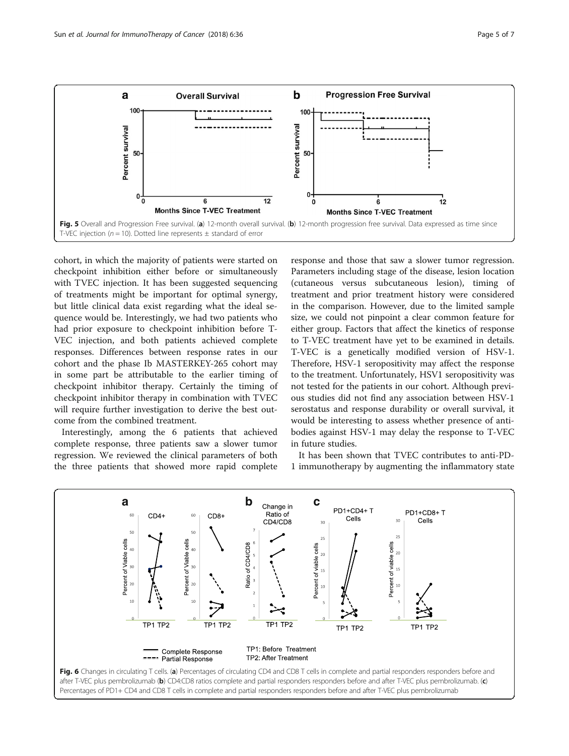Fig. 5 Overall and Progression Free survival. (**a**) 12-month overall survival. (**b**) 12-month progression free survival. Data expressed as time since T-VEC injection ($n = 10$). Dotted line represents ± standard of error

cohort, in which the majority of patients were started on checkpoint inhibition either before or simultaneously with TVEC injection. It has been suggested sequencing of treatments might be important for optimal synergy, but little clinical data exist regarding what the ideal sequence would be. Interestingly, we had two patients who had prior exposure to checkpoint inhibition before T-VEC injection, and both patients achieved complete responses. Differences between response rates in our cohort and the phase Ib MASTERKEY-265 cohort may in some part be attributable to the earlier timing of checkpoint inhibitor therapy. Certainly the timing of checkpoint inhibitor therapy in combination with TVEC will require further investigation to derive the best outcome from the combined treatment.

Interestingly, among the 6 patients that achieved complete response, three patients saw a slower tumor regression. We reviewed the clinical parameters of both the three patients that showed more rapid complete response and those that saw a slower tumor regression. Parameters including stage of the disease, lesion location (cutaneous versus subcutaneous lesion), timing of treatment and prior treatment history were considered in the comparison. However, due to the limited sample size, we could not pinpoint a clear common feature for either group. Factors that affect the kinetics of response to T-VEC treatment have yet to be examined in details. T-VEC is a genetically modified version of HSV-1. Therefore, HSV-1 seropositivity may affect the response to the treatment. Unfortunately, HSV1 seropositivity was not tested for the patients in our cohort. Although previous studies did not find any association between HSV-1 serostatus and response durability or overall survival, it would be interesting to assess whether presence of antibodies against HSV-1 may delay the response to T-VEC in future studies.

It has been shown that TVEC contributes to anti-PD-1 immunotherapy by augmenting the inflammatory state

Fig. 6 Changes in circulating T cells. (**a**) Percentages of circulating CD4 and CD8 T cells in complete and partial responders responders before and after T-VEC plus pembrolizumab (**b**) CD4:CD8 ratios complete and partial responders responders before and after T-VEC plus pembrolizumab. (**c**) Percentages of PD1+ CD4 and CD8 T cells in complete and partial responders responders before and after T-VEC plus pembrolizumab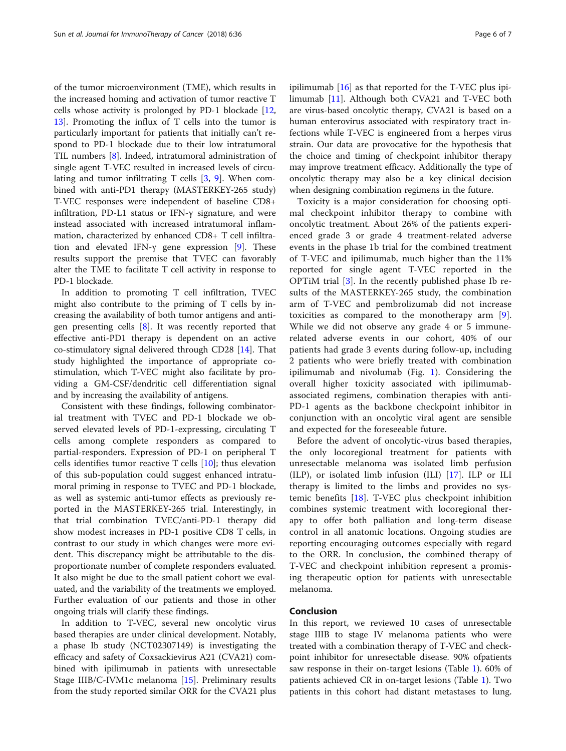of the tumor microenvironment (TME), which results in the increased homing and activation of tumor reactive T cells whose activity is prolonged by PD-1 blockade [12, 13]. Promoting the influx of T cells into the tumor is particularly important for patients that initially can't respond to PD-1 blockade due to their low intratumoral TIL numbers [8]. Indeed, intratumoral administration of single agent T-VEC resulted in increased levels of circulating and tumor infiltrating T cells [3, 9]. When combined with anti-PD1 therapy (MASTERKEY-265 study) T-VEC responses were independent of baseline CD8+ infiltration, PD-L1 status or IFN-γ signature, and were instead associated with increased intratumoral inflammation, characterized by enhanced CD8+ T cell infiltration and elevated IFN-γ gene expression [9]. These results support the premise that TVEC can favorably alter the TME to facilitate T cell activity in response to PD-1 blockade.

In addition to promoting T cell infiltration, TVEC might also contribute to the priming of T cells by increasing the availability of both tumor antigens and antigen presenting cells [8]. It was recently reported that effective anti-PD1 therapy is dependent on an active co-stimulatory signal delivered through CD28 [14]. That study highlighted the importance of appropriate co-stimulation, which T-VEC might also facilitate by providing a GM-CSF/dendritic cell differentiation signal and by increasing the availability of antigens.

Consistent with these findings, following combinatorial treatment with TVEC and PD-1 blockade we observed elevated levels of PD-1-expressing, circulating T cells among complete responders as compared to partial-responders. Expression of PD-1 on peripheral T cells identifies tumor reactive T cells [10]; thus elevation of this sub-population could suggest enhanced intratumoral priming in response to TVEC and PD-1 blockade, as well as systemic anti-tumor effects as previously reported in the MASTERKEY-265 trial. Interestingly, in that trial combination TVEC/anti-PD-1 therapy did show modest increases in PD-1 positive CD8 T cells, in contrast to our study in which changes were more evident. This discrepancy might be attributable to the disproportionate number of complete responders evaluated. It also might be due to the small patient cohort we evaluated, and the variability of the treatments we employed. Further evaluation of our patients and those in other ongoing trials will clarify these findings.

In addition to T-VEC, several new oncolytic virus based therapies are under clinical development. Notably, a phase Ib study (NCT02307149) is investigating the efficacy and safety of Coxsackievirus A21 (CVA21) combined with ipilimumab in patients with unresectable Stage IIIB/C-IVM1c melanoma [15]. Preliminary results from the study reported similar ORR for the CVA21 plus ipilimumab [16] as that reported for the T-VEC plus ipilimumab [11]. Although both CVA21 and T-VEC both are virus-based oncolytic therapy, CVA21 is based on a human enterovirus associated with respiratory tract infections while T-VEC is engineered from a herpes virus strain. Our data are provocative for the hypothesis that the choice and timing of checkpoint inhibitor therapy may improve treatment efficacy. Additionally the type of oncolytic therapy may also be a key clinical decision when designing combination regimens in the future.

Toxicity is a major consideration for choosing optimal checkpoint inhibitor therapy to combine with oncolytic treatment. About 26% of the patients experienced grade 3 or grade 4 treatment-related adverse events in the phase 1b trial for the combined treatment of T-VEC and ipilimumab, much higher than the 11% reported for single agent T-VEC reported in the OPTiM trial [3]. In the recently published phase Ib results of the MASTERKEY-265 study, the combination arm of T-VEC and pembrolizumab did not increase toxicities as compared to the monotherapy arm [9]. While we did not observe any grade 4 or 5 immune-related adverse events in our cohort, 40% of our patients had grade 3 events during follow-up, including 2 patients who were briefly treated with combination ipilimumab and nivolumab (Fig. 1). Considering the overall higher toxicity associated with ipilimumab-associated regimens, combination therapies with anti-PD-1 agents as the backbone checkpoint inhibitor in conjunction with an oncolytic viral agent are sensible and expected for the foreseeable future.

Before the advent of oncolytic-virus based therapies, the only locoregional treatment for patients with unresectable melanoma was isolated limb perfusion (ILP), or isolated limb infusion (ILI) [17]. ILP or ILI therapy is limited to the limbs and provides no systemic benefits [18]. T-VEC plus checkpoint inhibition combines systemic treatment with locoregional therapy to offer both palliation and long-term disease control in all anatomic locations. Ongoing studies are reporting encouraging outcomes especially with regard to the ORR. In conclusion, the combined therapy of T-VEC and checkpoint inhibition represent a promising therapeutic option for patients with unresectable melanoma.

## Conclusion

In this report, we reviewed 10 cases of unresectable stage IIIB to stage IV melanoma patients who were treated with a combination therapy of T-VEC and checkpoint inhibitor for unresectable disease. 90% ofpatients saw response in their on-target lesions (Table 1). 60% of patients achieved CR in on-target lesions (Table 1). Two patients in this cohort had distant metastases to lung.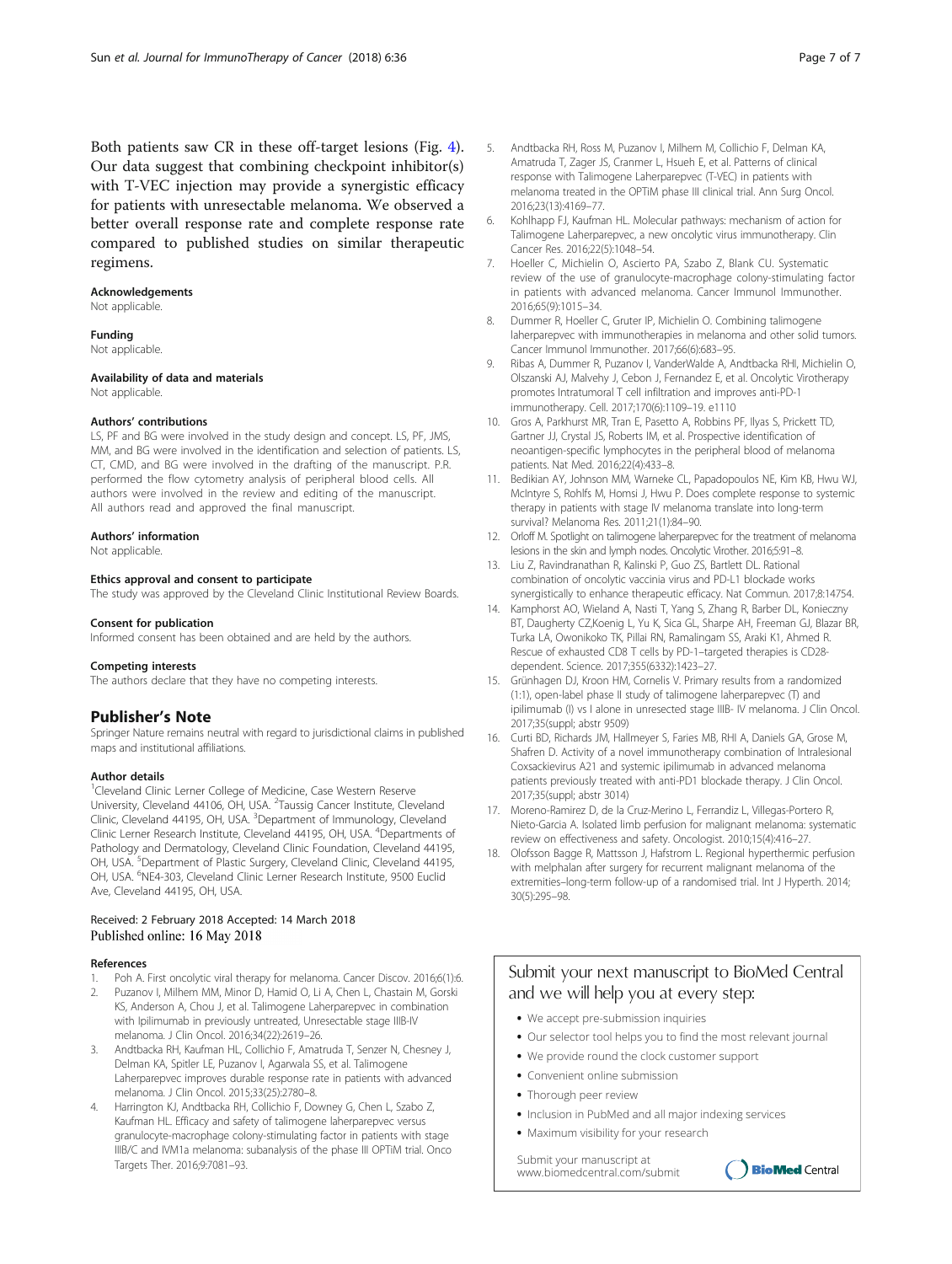Both patients saw CR in these off-target lesions (Fig. 4). Our data suggest that combining checkpoint inhibitor(s) with T-VEC injection may provide a synergistic efficacy for patients with unresectable melanoma. We observed a better overall response rate and complete response rate compared to published studies on similar therapeutic regimens.

### Acknowledgements

Not applicable.

### Funding

Not applicable.

### Availability of data and materials

Not applicable.

### Authors' contributions

LS, PF and BG were involved in the study design and concept. LS, PF, JMS, MM, and BG were involved in the identification and selection of patients. LS, CT, CMD, and BG were involved in the drafting of the manuscript. P.R. performed the flow cytometry analysis of peripheral blood cells. All authors were involved in the review and editing of the manuscript. All authors read and approved the final manuscript.

### Authors' information

Not applicable.

### Ethics approval and consent to participate

The study was approved by the Cleveland Clinic Institutional Review Boards.

### Consent for publication

Informed consent has been obtained and are held by the authors.

### Competing interests

The authors declare that they have no competing interests.

## Publisher's Note

Springer Nature remains neutral with regard to jurisdictional claims in published maps and institutional affiliations.

### Author details

[1]Cleveland Clinic Lerner College of Medicine, Case Western Reserve University, Cleveland 44106, OH, USA. [2]Taussig Cancer Institute, Cleveland Clinic, Cleveland 44195, OH, USA. [3]Department of Immunology, Cleveland Clinic Lerner Research Institute, Cleveland 44195, OH, USA. [4]Departments of Pathology and Dermatology, Cleveland Clinic Foundation, Cleveland 44195, OH, USA. [5]Department of Plastic Surgery, Cleveland Clinic, Cleveland 44195, OH, USA. [6]NE4-303, Cleveland Clinic Lerner Research Institute, 9500 Euclid Ave, Cleveland 44195, OH, USA.

Received: 2 February 2018 Accepted: 14 March 2018
Published online: 16 May 2018

### References

1. Poh A. First oncolytic viral therapy for melanoma. Cancer Discov. 2016;6(1):6.
2. Puzanov I, Milhem MM, Minor D, Hamid O, Li A, Chen L, Chastain M, Gorski KS, Anderson A, Chou J, et al. Talimogene Laherparepvec in combination with Ipilimumab in previously untreated, Unresectable stage IIIB-IV melanoma. J Clin Oncol. 2016;34(22):2619–26.
3. Andtbacka RH, Kaufman HL, Collichio F, Amatruda T, Senzer N, Chesney J, Delman KA, Spitler LE, Puzanov I, Agarwala SS, et al. Talimogene Laherparepvec improves durable response rate in patients with advanced melanoma. J Clin Oncol. 2015;33(25):2780–8.
4. Harrington KJ, Andtbacka RH, Collichio F, Downey G, Chen L, Szabo Z, Kaufman HL. Efficacy and safety of talimogene laherparepvec versus granulocyte-macrophage colony-stimulating factor in patients with stage IIIB/C and IVM1a melanoma: subanalysis of the phase III OPTiM trial. Onco Targets Ther. 2016;9:7081–93.
5. Andtbacka RH, Ross M, Puzanov I, Milhem M, Collichio F, Delman KA, Amatruda T, Zager JS, Cranmer L, Hsueh E, et al. Patterns of clinical response with Talimogene Laherparepvec (T-VEC) in patients with melanoma treated in the OPTiM phase III clinical trial. Ann Surg Oncol. 2016;23(13):4169–77.
6. Kohlhapp FJ, Kaufman HL. Molecular pathways: mechanism of action for Talimogene Laherparepvec, a new oncolytic virus immunotherapy. Clin Cancer Res. 2016;22(5):1048–54.
7. Hoeller C, Michielin O, Ascierto PA, Szabo Z, Blank CU. Systematic review of the use of granulocyte-macrophage colony-stimulating factor in patients with advanced melanoma. Cancer Immunol Immunother. 2016;65(9):1015–34.
8. Dummer R, Hoeller C, Gruter IP, Michielin O. Combining talimogene laherparepvec with immunotherapies in melanoma and other solid tumors. Cancer Immunol Immunother. 2017;66(6):683–95.
9. Ribas A, Dummer R, Puzanov I, VanderWalde A, Andtbacka RHI, Michielin O, Olszanski AJ, Malvehy J, Cebon J, Fernandez E, et al. Oncolytic Virotherapy promotes Intratumoral T cell infiltration and improves anti-PD-1 immunotherapy. Cell. 2017;170(6):1109–19. e1110
10. Gros A, Parkhurst MR, Tran E, Pasetto A, Robbins PF, Ilyas S, Prickett TD, Gartner JJ, Crystal JS, Roberts IM, et al. Prospective identification of neoantigen-specific lymphocytes in the peripheral blood of melanoma patients. Nat Med. 2016;22(4):433–8.
11. Bedikian AY, Johnson MM, Warneke CL, Papadopoulos NE, Kim KB, Hwu WJ, McIntyre S, Rohlfs M, Homsi J, Hwu P. Does complete response to systemic therapy in patients with stage IV melanoma translate into long-term survival? Melanoma Res. 2011;21(1):84–90.
12. Orloff M. Spotlight on talimogene laherparepvec for the treatment of melanoma lesions in the skin and lymph nodes. Oncolytic Virother. 2016;5:91–8.
13. Liu Z, Ravindranathan R, Kalinski P, Guo ZS, Bartlett DL. Rational combination of oncolytic vaccinia virus and PD-L1 blockade works synergistically to enhance therapeutic efficacy. Nat Commun. 2017;8:14754.
14. Kamphorst AO, Wieland A, Nasti T, Yang S, Zhang R, Barber DL, Konieczny BT, Daugherty CZ,Koenig L, Yu K, Sica GL, Sharpe AH, Freeman GJ, Blazar BR, Turka LA, Owonikoko TK, Pillai RN, Ramalingam SS, Araki K1, Ahmed R. Rescue of exhausted CD8 T cells by PD-1–targeted therapies is CD28-dependent. Science. 2017;355(6332):1423–27.
15. Grünhagen DJ, Kroon HM, Cornelis V. Primary results from a randomized (1:1), open-label phase II study of talimogene laherparepvec (T) and ipilimumab (I) vs I alone in unresected stage IIIB- IV melanoma. J Clin Oncol. 2017;35(suppl; abstr 9509)
16. Curti BD, Richards JM, Hallmeyer S, Faries MB, RHI A, Daniels GA, Grose M, Shafren D. Activity of a novel immunotherapy combination of Intralesional Coxsackievirus A21 and systemic ipilimumab in advanced melanoma patients previously treated with anti-PD1 blockade therapy. J Clin Oncol. 2017;35(suppl; abstr 3014)
17. Moreno-Ramirez D, de la Cruz-Merino L, Ferrandiz L, Villegas-Portero R, Nieto-Garcia A. Isolated limb perfusion for malignant melanoma: systematic review on effectiveness and safety. Oncologist. 2010;15(4):416–27.
18. Olofsson Bagge R, Mattsson J, Hafstrom L. Regional hyperthermic perfusion with melphalan after surgery for recurrent malignant melanoma of the extremities–long-term follow-up of a randomised trial. Int J Hyperth. 2014; 30(5):295–98.

Submit your next manuscript to BioMed Central and we will help you at every step:

- We accept pre-submission inquiries
- Our selector tool helps you to find the most relevant journal
- We provide round the clock customer support
- Convenient online submission
- Thorough peer review
- Inclusion in PubMed and all major indexing services
- Maximum visibility for your research

Submit your manuscript at
www.biomedcentral.com/submit